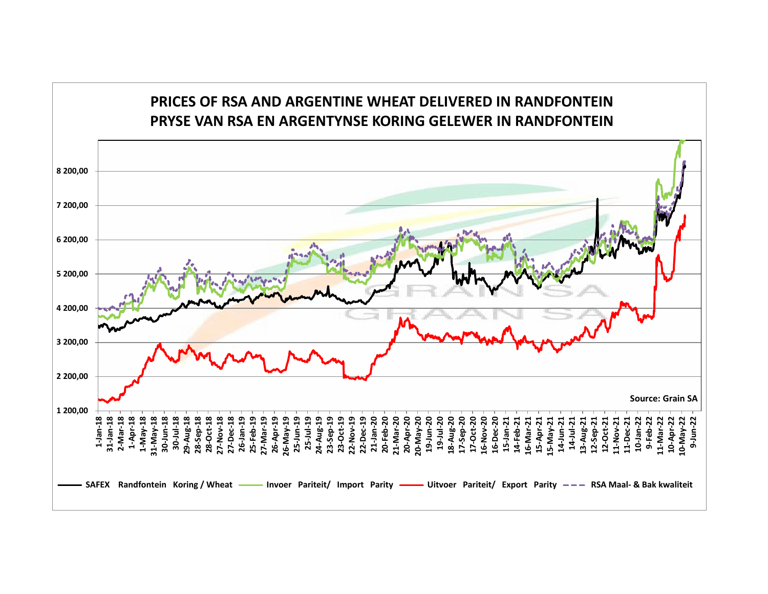# PRICES OF RSA AND ARGENTINE WHEAT DELIVERED IN RANDFONTEIN
# PRYSE VAN RSA EN ARGENTYNSE KORING GELEWER IN RANDFONTEIN

8 200,00

7 200,00

6 200,00

5 200,00

4 200,00

3 200,00

2 200,00

1 200,00

1-Jan-18, 31-Jan-18, 2-Mar-18, 1-Apr-18, 1-May-18, 31-May-18, 30-Jun-18, 30-Jul-18, 29-Aug-18, 28-Sep-18, 28-Oct-18, 27-Nov-18, 27-Dec-18, 26-Jan-19, 25-Feb-19, 27-Mar-19, 26-Apr-19, 26-May-19, 25-Jun-19, 25-Jul-19, 24-Aug-19, 23-Sep-19, 23-Oct-19, 22-Nov-19, 22-Dec-19, 21-Jan-20, 20-Feb-20, 21-Mar-20, 20-Apr-20, 20-May-20, 19-Jun-20, 19-Jul-20, 18-Aug-20, 17-Sep-20, 17-Oct-20, 16-Nov-20, 16-Dec-20, 15-Jan-21, 14-Feb-21, 16-Mar-21, 15-Apr-21, 15-May-21, 14-Jun-21, 14-Jul-21, 13-Aug-21, 12-Sep-21, 12-Oct-21, 11-Nov-21, 11-Dec-21, 10-Jan-22, 9-Feb-22, 11-Mar-22, 10-Apr-22, 10-May-22, 9-Jun-22

Source: Grain SA

SAFEX Randfontein Koring / Wheat — Invoer Pariteit/ Import Parity — Uitvoer Pariteit/ Export Parity — RSA Maal- & Bak kwaliteit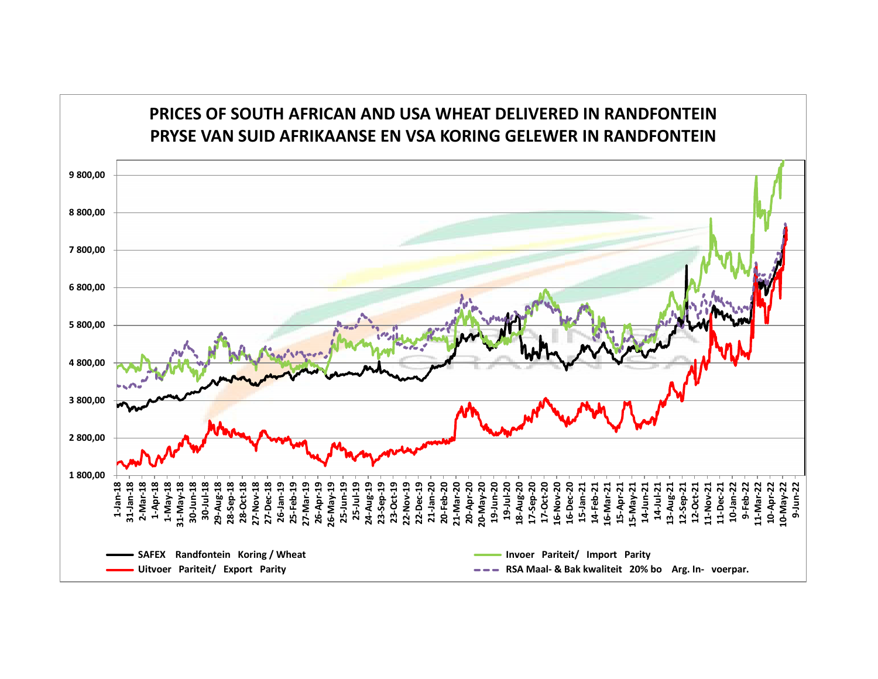# PRICES OF SOUTH AFRICAN AND USA WHEAT DELIVERED IN RANDFONTEIN
# PRYSE VAN SUID AFRIKAANSE EN VSA KORING GELEWER IN RANDFONTEIN

9 800,00
8 800,00
7 800,00
6 800,00
5 800,00
4 800,00
3 800,00
2 800,00
1 800,00

1-Jan-18, 31-Jan-18, 2-Mar-18, 1-Apr-18, 1-May-18, 31-May-18, 30-Jun-18, 30-Jul-18, 29-Aug-18, 28-Sep-18, 28-Oct-18, 27-Nov-18, 27-Dec-18, 26-Jan-19, 25-Feb-19, 27-Mar-19, 26-Apr-19, 26-May-19, 25-Jun-19, 25-Jul-19, 24-Aug-19, 23-Sep-19, 23-Oct-19, 22-Nov-19, 22-Dec-19, 21-Jan-20, 20-Feb-20, 21-Mar-20, 20-Apr-20, 20-May-20, 19-Jun-20, 19-Jul-20, 18-Aug-20, 17-Sep-20, 17-Oct-20, 16-Nov-20, 16-Dec-20, 15-Jan-21, 14-Feb-21, 16-Mar-21, 15-Apr-21, 15-May-21, 14-Jun-21, 14-Jul-21, 13-Aug-21, 12-Sep-21, 12-Oct-21, 11-Nov-21, 11-Dec-21, 10-Jan-22, 9-Feb-22, 11-Mar-22, 10-Apr-22, 10-May-22, 9-Jun-22

- SAFEX Randfontein Koring / Wheat
- Uitvoer Pariteit/ Export Parity
- Invoer Pariteit/ Import Parity
- RSA Maal- & Bak kwaliteit 20% bo Arg. In- voerpar.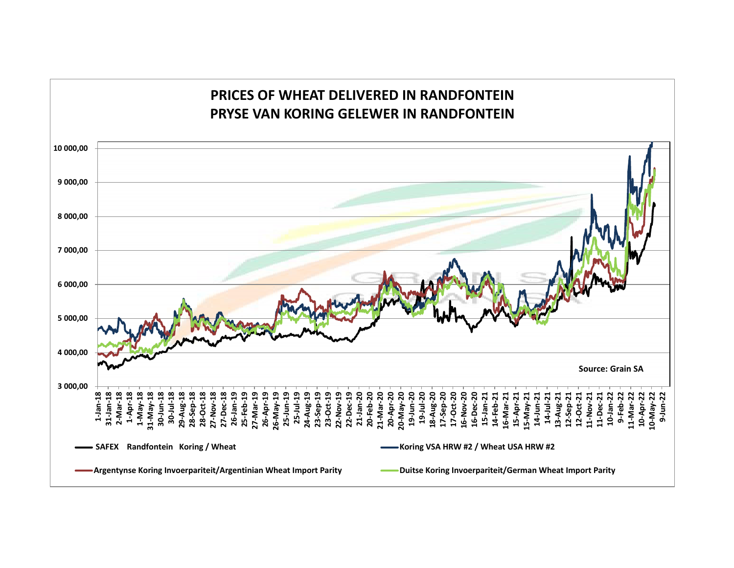# PRICES OF WHEAT DELIVERED IN RANDFONTEIN
# PRYSE VAN KORING GELEWER IN RANDFONTEIN

Source: Grain SA

- SAFEX Randfontein Koring / Wheat
- Koring VSA HRW #2 / Wheat USA HRW #2
- Argentynse Koring Invoerpariteit/Argentinian Wheat Import Parity
- Duitse Koring Invoerpariteit/German Wheat Import Parity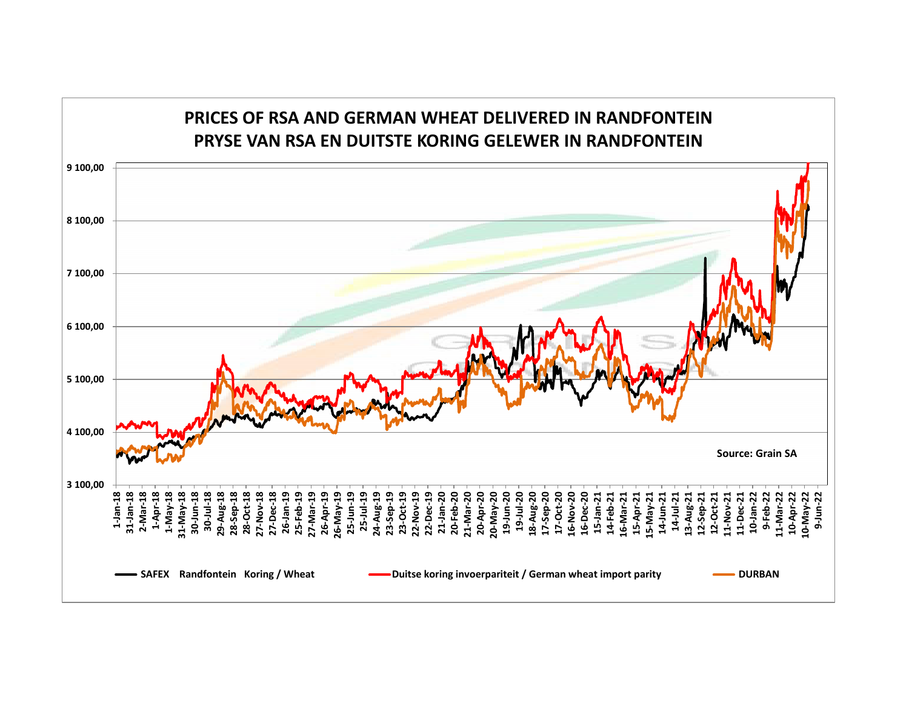# PRICES OF RSA AND GERMAN WHEAT DELIVERED IN RANDFONTEIN
# PRYSE VAN RSA EN DUITSTE KORING GELEWER IN RANDFONTEIN

Source: Grain SA

SAFEX Randfontein Koring / Wheat

Duitse koring invoerpariteit / German wheat import parity

DURBAN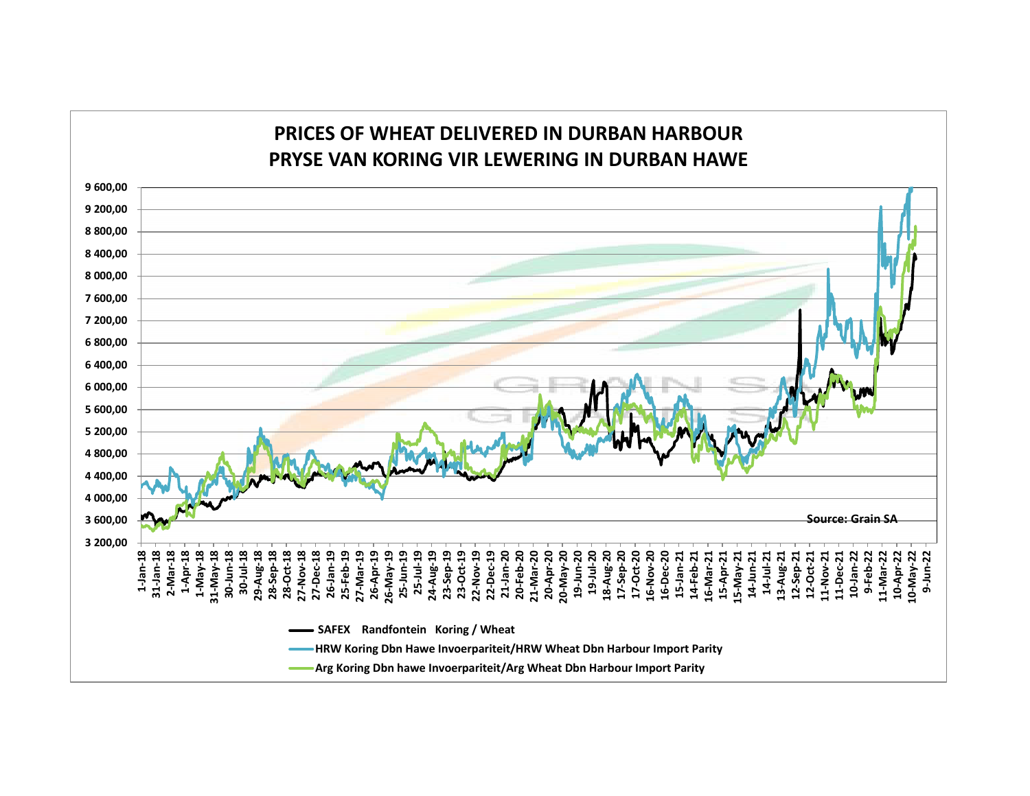# PRICES OF WHEAT DELIVERED IN DURBAN HARBOUR
# PRYSE VAN KORING VIR LEWERING IN DURBAN HAWE

9 600,00
9 200,00
8 800,00
8 400,00
8 000,00
7 600,00
7 200,00
6 800,00
6 400,00
6 000,00
5 600,00
5 200,00
4 800,00
4 400,00
4 000,00
3 600,00
3 200,00

Source: Grain SA

1-Jan-18, 31-Jan-18, 2-Mar-18, 1-Apr-18, 1-May-18, 31-May-18, 30-Jun-18, 30-Jul-18, 29-Aug-18, 28-Sep-18, 28-Oct-18, 27-Nov-18, 27-Dec-18, 26-Jan-19, 25-Feb-19, 27-Mar-19, 26-Apr-19, 26-May-19, 25-Jun-19, 25-Jul-19, 24-Aug-19, 23-Sep-19, 23-Oct-19, 22-Nov-19, 22-Dec-19, 21-Jan-20, 20-Feb-20, 21-Mar-20, 20-Apr-20, 20-May-20, 19-Jun-20, 19-Jul-20, 18-Aug-20, 17-Sep-20, 17-Oct-20, 16-Nov-20, 16-Dec-20, 15-Jan-21, 14-Feb-21, 16-Mar-21, 15-Apr-21, 15-May-21, 14-Jun-21, 14-Jul-21, 13-Aug-21, 12-Sep-21, 12-Oct-21, 11-Nov-21, 11-Dec-21, 10-Jan-22, 9-Feb-22, 11-Mar-22, 10-Apr-22, 10-May-22, 9-Jun-22

- **SAFEX Randfontein Koring / Wheat**
- **HRW Koring Dbn Hawe Invoerpariteit/HRW Wheat Dbn Harbour Import Parity**
- **Arg Koring Dbn hawe Invoerpariteit/Arg Wheat Dbn Harbour Import Parity**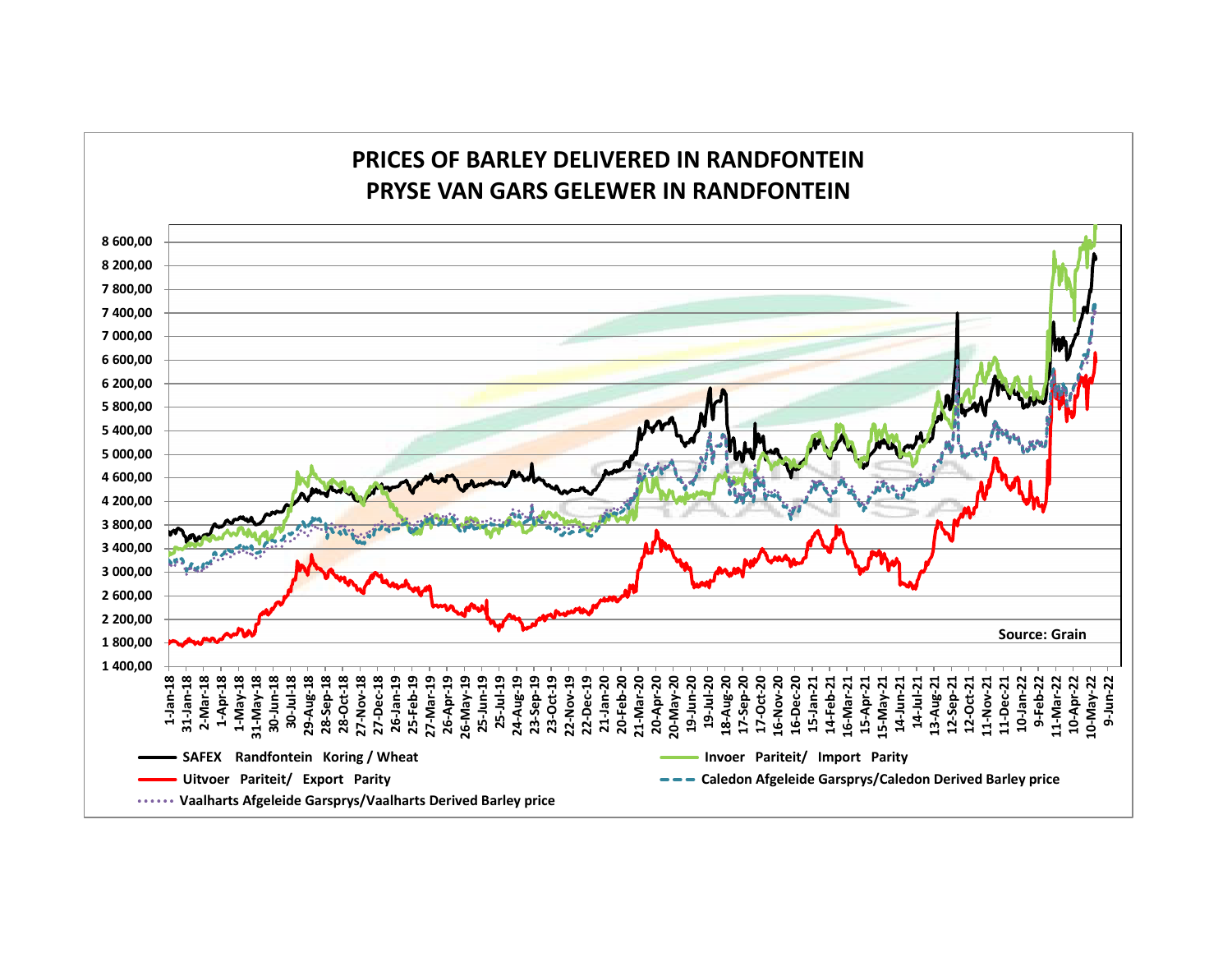# PRICES OF BARLEY DELIVERED IN RANDFONTEIN
# PRYSE VAN GARS GELEWER IN RANDFONTEIN

Source: Grain

- SAFEX Randfontein Koring / Wheat
- Invoer Pariteit/ Import Parity
- Uitvoer Pariteit/ Export Parity
- Caledon Afgeleide Garsprys/Caledon Derived Barley price
- Vaalharts Afgeleide Garsprys/Vaalharts Derived Barley price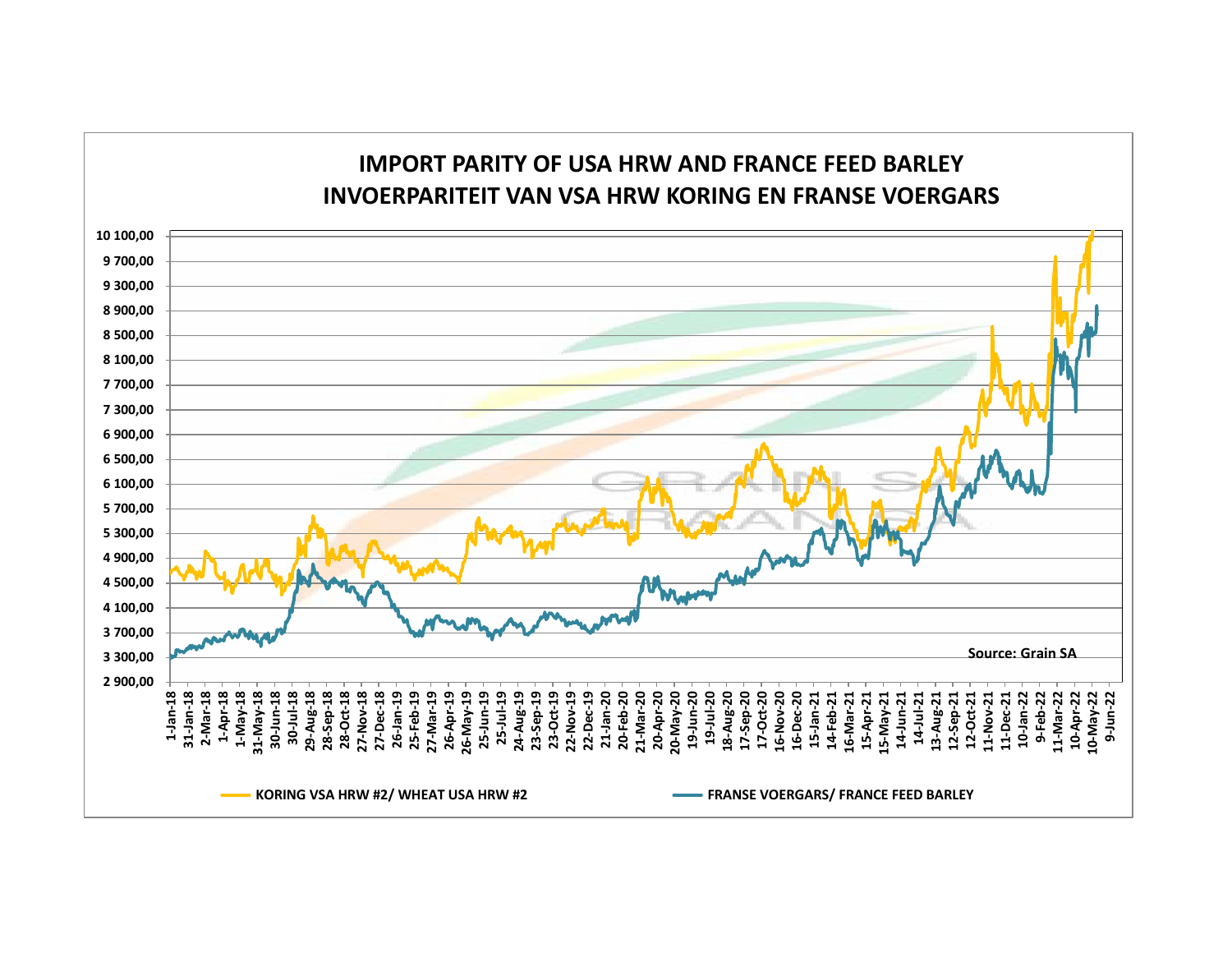# IMPORT PARITY OF USA HRW AND FRANCE FEED BARLEY
# INVOERPARITEIT VAN VSA HRW KORING EN FRANSE VOERGARS

Source: Grain SA

KORING VSA HRW #2/ WHEAT USA HRW #2

FRANSE VOERGARS/ FRANCE FEED BARLEY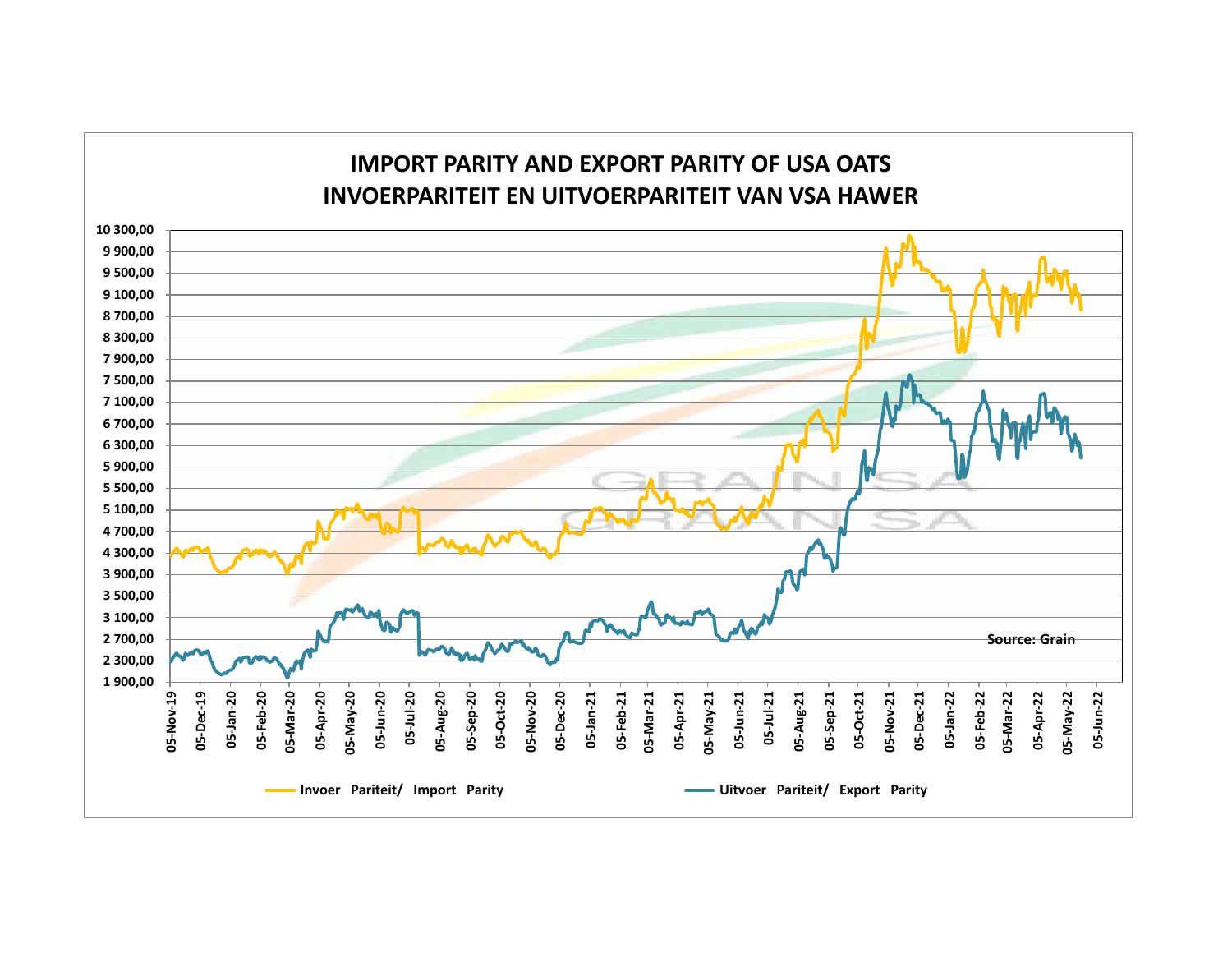# IMPORT PARITY AND EXPORT PARITY OF USA OATS
# INVOERPARITEIT EN UITVOERPARITEIT VAN VSA HAWER

10 300,00
9 900,00
9 500,00
9 100,00
8 700,00
8 300,00
7 900,00
7 500,00
7 100,00
6 700,00
6 300,00
5 900,00
5 500,00
5 100,00
4 700,00
4 300,00
3 900,00
3 500,00
3 100,00
2 700,00
2 300,00
1 900,00

05-Nov-19, 05-Dec-19, 05-Jan-20, 05-Feb-20, 05-Mar-20, 05-Apr-20, 05-May-20, 05-Jun-20, 05-Jul-20, 05-Aug-20, 05-Sep-20, 05-Oct-20, 05-Nov-20, 05-Dec-20, 05-Jan-21, 05-Feb-21, 05-Mar-21, 05-Apr-21, 05-May-21, 05-Jun-21, 05-Jul-21, 05-Aug-21, 05-Sep-21, 05-Oct-21, 05-Nov-21, 05-Dec-21, 05-Jan-22, 05-Feb-22, 05-Mar-22, 05-Apr-22, 05-May-22, 05-Jun-22

Source: Grain

Invoer Pariteit/ Import Parity

Uitvoer Pariteit/ Export Parity